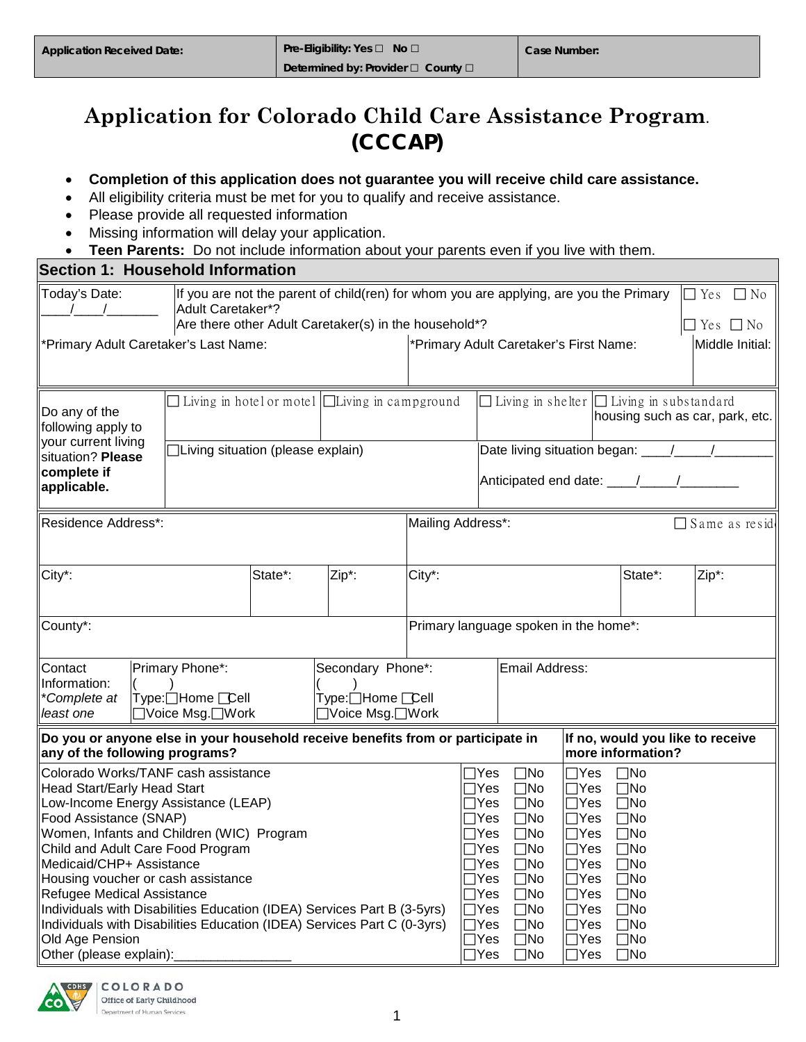| Application Received Date: | Pre-Eligibility: Yes ☐ No ☐<br>Determined by: Provider ☐ County ☐ | Case Number: |
|---|---|---|

# Application for Colorado Child Care Assistance Program. (CCCAP)

- **Completion of this application does not guarantee you will receive child care assistance.**
- All eligibility criteria must be met for you to qualify and receive assistance.
- Please provide all requested information
- Missing information will delay your application.
- **Teen Parents:** Do not include information about your parents even if you live with them.

## Section 1: Household Information

| Today's Date: ____/____/_______ | If you are not the parent of child(ren) for whom you are applying, are you the Primary Adult Caretaker*? | ☐ Yes ☐ No |
|---|---|---|
| | Are there other Adult Caretaker(s) in the household*? | ☐ Yes ☐ No |

| *Primary Adult Caretaker's Last Name: | *Primary Adult Caretaker's First Name: | Middle Initial: |
|---|---|---|
| | | |

| Do any of the following apply to your current living situation? **Please complete if applicable.** | | | | |
|---|---|---|---|---|
| | ☐ Living in hotel or motel | ☐Living in campground | ☐ Living in shelter | ☐ Living in substandard housing such as car, park, etc. |
| | ☐Living situation (please explain) | | Date living situation began: ____/_____/________<br>Anticipated end date: ____/_____/________ | |

| Residence Address*: | | | Mailing Address*: | | ☐ Same as resid |
|---|---|---|---|---|---|
| City*: | State*: | Zip*: | City*: | State*: | Zip*: |
| County*: | | | Primary language spoken in the home*: | | |

| Contact Information: *Complete at least one | Primary Phone*: ( )<br>Type:☐Home ☐Cell ☐Voice Msg.☐Work | Secondary Phone*: ( )<br>Type:☐Home ☐Cell ☐Voice Msg.☐Work | Email Address: |
|---|---|---|---|

| **Do you or anyone else in your household receive benefits from or participate in any of the following programs?** | | **If no, would you like to receive more information?** |
|---|---|---|
| Colorado Works/TANF cash assistance | ☐Yes ☐No | ☐Yes ☐No |
| Head Start/Early Head Start | ☐Yes ☐No | ☐Yes ☐No |
| Low-Income Energy Assistance (LEAP) | ☐Yes ☐No | ☐Yes ☐No |
| Food Assistance (SNAP) | ☐Yes ☐No | ☐Yes ☐No |
| Women, Infants and Children (WIC) Program | ☐Yes ☐No | ☐Yes ☐No |
| Child and Adult Care Food Program | ☐Yes ☐No | ☐Yes ☐No |
| Medicaid/CHP+ Assistance | ☐Yes ☐No | ☐Yes ☐No |
| Housing voucher or cash assistance | ☐Yes ☐No | ☐Yes ☐No |
| Refugee Medical Assistance | ☐Yes ☐No | ☐Yes ☐No |
| Individuals with Disabilities Education (IDEA) Services Part B (3-5yrs) | ☐Yes ☐No | ☐Yes ☐No |
| Individuals with Disabilities Education (IDEA) Services Part C (0-3yrs) | ☐Yes ☐No | ☐Yes ☐No |
| Old Age Pension | ☐Yes ☐No | ☐Yes ☐No |
| Other (please explain):_______________ | ☐Yes ☐No | ☐Yes ☐No |

COLORADO Office of Early Childhood Department of Human Services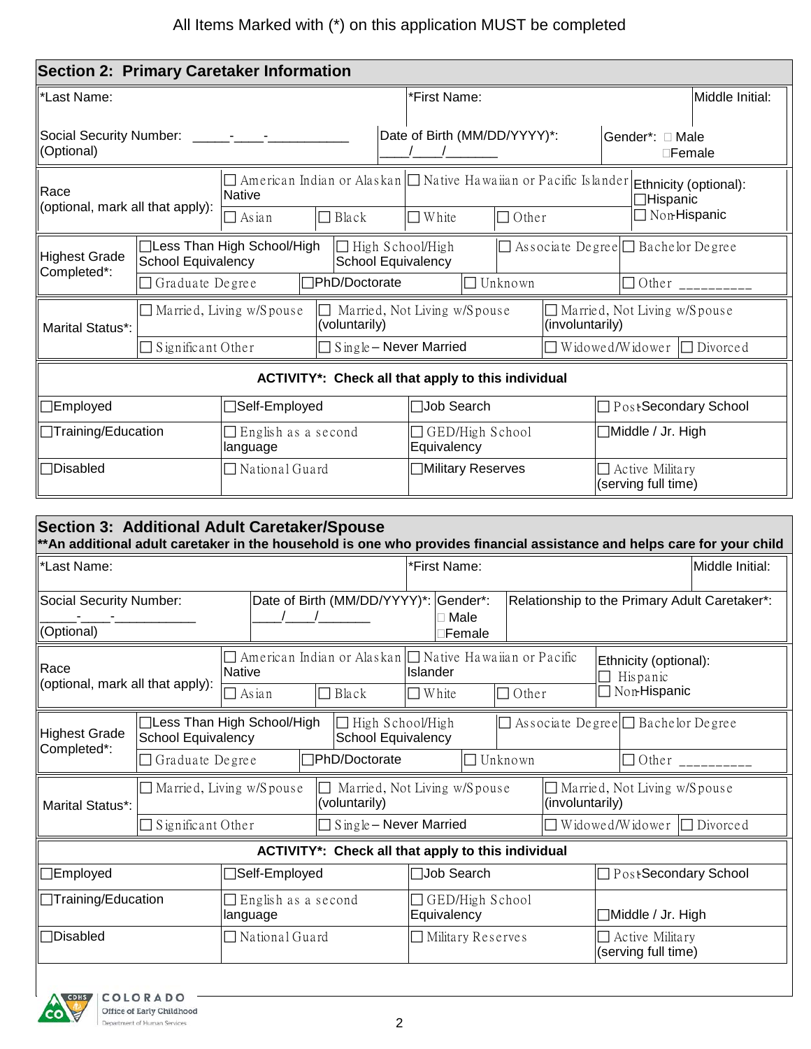All Items Marked with (*) on this application MUST be completed

## Section 2: Primary Caretaker Information

| *Last Name: | *First Name: | Middle Initial: |
|---|---|---|
| Social Security Number: \_\_\_\_\_-\_\_\_\_-\_\_\_\_\_\_\_\_\_\_\_ (Optional) | Date of Birth (MM/DD/YYYY)*: \_\_\_\_/\_\_\_\_/\_\_\_\_\_\_\_ | Gender*: ☐ Male ☐ Female |

| Race (optional, mark all that apply): | ☐ American Indian or Alaskan Native | | ☐ Native Hawaiian or Pacific Islander | | Ethnicity (optional): ☐ Hispanic ☐ Non-Hispanic |
|---|---|---|---|---|---|
| | ☐ Asian | ☐ Black | ☐ White | ☐ Other | |

| Highest Grade Completed*: | ☐ Less Than High School/High School Equivalency | ☐ High School/High School Equivalency | ☐ Associate Degree | ☐ Bachelor Degree |
|---|---|---|---|---|
| | ☐ Graduate Degree | ☐ PhD/Doctorate | ☐ Unknown | ☐ Other \_\_\_\_\_\_\_\_\_\_ |

| Marital Status*: | ☐ Married, Living w/Spouse | ☐ Married, Not Living w/Spouse (voluntarily) | ☐ Married, Not Living w/Spouse (involuntarily) | |
|---|---|---|---|---|
| | ☐ Significant Other | ☐ Single – Never Married | ☐ Widowed/Widower | ☐ Divorced |

**ACTIVITY*: Check all that apply to this individual**

| | | | |
|---|---|---|---|
| ☐ Employed | ☐ Self-Employed | ☐ Job Search | ☐ Post-Secondary School |
| ☐ Training/Education | ☐ English as a second language | ☐ GED/High School Equivalency | ☐ Middle / Jr. High |
| ☐ Disabled | ☐ National Guard | ☐ Military Reserves | ☐ Active Military (serving full time) |

## Section 3: Additional Adult Caretaker/Spouse

****An additional adult caretaker in the household is one who provides financial assistance and helps care for your child**

| *Last Name: | | *First Name: | | Middle Initial: |
|---|---|---|---|---|
| Social Security Number: \_\_\_\_\_-\_\_\_\_-\_\_\_\_\_\_\_\_\_\_\_ (Optional) | Date of Birth (MM/DD/YYYY)*: \_\_\_\_/\_\_\_\_/\_\_\_\_\_\_\_ | Gender*: ☐ Male ☐ Female | Relationship to the Primary Adult Caretaker*: | |

| Race (optional, mark all that apply): | ☐ American Indian or Alaskan Native | | ☐ Native Hawaiian or Pacific Islander | | Ethnicity (optional): ☐ Hispanic ☐ Non-Hispanic |
|---|---|---|---|---|---|
| | ☐ Asian | ☐ Black | ☐ White | ☐ Other | |

| Highest Grade Completed*: | ☐ Less Than High School/High School Equivalency | ☐ High School/High School Equivalency | ☐ Associate Degree | ☐ Bachelor Degree |
|---|---|---|---|---|
| | ☐ Graduate Degree | ☐ PhD/Doctorate | ☐ Unknown | ☐ Other \_\_\_\_\_\_\_\_\_\_ |

| Marital Status*: | ☐ Married, Living w/Spouse | ☐ Married, Not Living w/Spouse (voluntarily) | ☐ Married, Not Living w/Spouse (involuntarily) | |
|---|---|---|---|---|
| | ☐ Significant Other | ☐ Single – Never Married | ☐ Widowed/Widower | ☐ Divorced |

**ACTIVITY*: Check all that apply to this individual**

| | | | |
|---|---|---|---|
| ☐ Employed | ☐ Self-Employed | ☐ Job Search | ☐ Post-Secondary School |
| ☐ Training/Education | ☐ English as a second language | ☐ GED/High School Equivalency | ☐ Middle / Jr. High |
| ☐ Disabled | ☐ National Guard | ☐ Military Reserves | ☐ Active Military (serving full time) |

COLORADO Office of Early Childhood Department of Human Services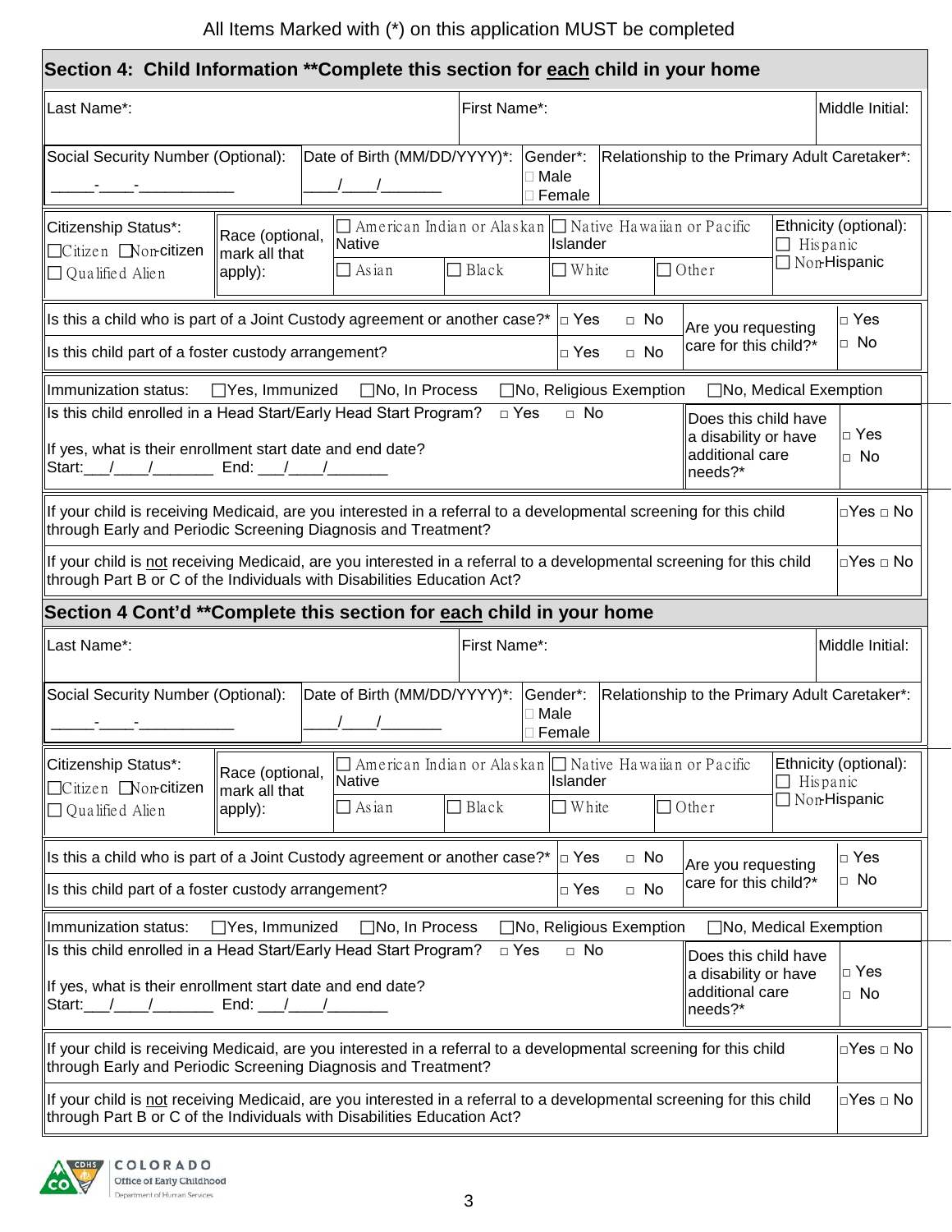All Items Marked with (*) on this application MUST be completed

## Section 4: Child Information **Complete this section for each child in your home

| Last Name*: | First Name*: | Middle Initial: |
|---|---|---|
| | | |

| Social Security Number (Optional): | Date of Birth (MM/DD/YYYY)*: | Gender*: | Relationship to the Primary Adult Caretaker*: |
|---|---|---|---|
| _____-____-___________ | ____/____/_______ | □ Male □ Female | |

| Citizenship Status*: | Race (optional, mark all that apply): | | | | | Ethnicity (optional): |
|---|---|---|---|---|---|---|
| □ Citizen □ Non-citizen □ Qualified Alien | | □ American Indian or Alaskan Native | | □ Native Hawaiian or Pacific Islander | | □ Hispanic □ Non-Hispanic |
| | | □ Asian | □ Black | □ White | □ Other | |

| | | | |
|---|---|---|---|
| Is this a child who is part of a Joint Custody agreement or another case?* | □ Yes □ No | Are you requesting care for this child?* | □ Yes □ No |
| Is this child part of a foster custody arrangement? | □ Yes □ No | | |

Immunization status: □ Yes, Immunized □ No, In Process □ No, Religious Exemption □ No, Medical Exemption

| | | |
|---|---|---|
| Is this child enrolled in a Head Start/Early Head Start Program? □ Yes □ No<br>If yes, what is their enrollment start date and end date?<br>Start:___/____/_______ End: ___/____/_______ | Does this child have a disability or have additional care needs?* | □ Yes □ No |

| | |
|---|---|
| If your child is receiving Medicaid, are you interested in a referral to a developmental screening for this child through Early and Periodic Screening Diagnosis and Treatment? | □ Yes □ No |
| If your child is not receiving Medicaid, are you interested in a referral to a developmental screening for this child through Part B or C of the Individuals with Disabilities Education Act? | □ Yes □ No |

## Section 4 Cont'd **Complete this section for each child in your home

| Last Name*: | First Name*: | Middle Initial: |
|---|---|---|
| | | |

| Social Security Number (Optional): | Date of Birth (MM/DD/YYYY)*: | Gender*: | Relationship to the Primary Adult Caretaker*: |
|---|---|---|---|
| _____-____-___________ | ____/____/_______ | □ Male □ Female | |

| Citizenship Status*: | Race (optional, mark all that apply): | | | | | Ethnicity (optional): |
|---|---|---|---|---|---|---|
| □ Citizen □ Non-citizen □ Qualified Alien | | □ American Indian or Alaskan Native | | □ Native Hawaiian or Pacific Islander | | □ Hispanic □ Non-Hispanic |
| | | □ Asian | □ Black | □ White | □ Other | |

| | | | |
|---|---|---|---|
| Is this a child who is part of a Joint Custody agreement or another case?* | □ Yes □ No | Are you requesting care for this child?* | □ Yes □ No |
| Is this child part of a foster custody arrangement? | □ Yes □ No | | |

Immunization status: □ Yes, Immunized □ No, In Process □ No, Religious Exemption □ No, Medical Exemption

| | | |
|---|---|---|
| Is this child enrolled in a Head Start/Early Head Start Program? □ Yes □ No<br>If yes, what is their enrollment start date and end date?<br>Start:___/____/_______ End: ___/____/_______ | Does this child have a disability or have additional care needs?* | □ Yes □ No |

| | |
|---|---|
| If your child is receiving Medicaid, are you interested in a referral to a developmental screening for this child through Early and Periodic Screening Diagnosis and Treatment? | □ Yes □ No |
| If your child is not receiving Medicaid, are you interested in a referral to a developmental screening for this child through Part B or C of the Individuals with Disabilities Education Act? | □ Yes □ No |

COLORADO Office of Early Childhood Department of Human Services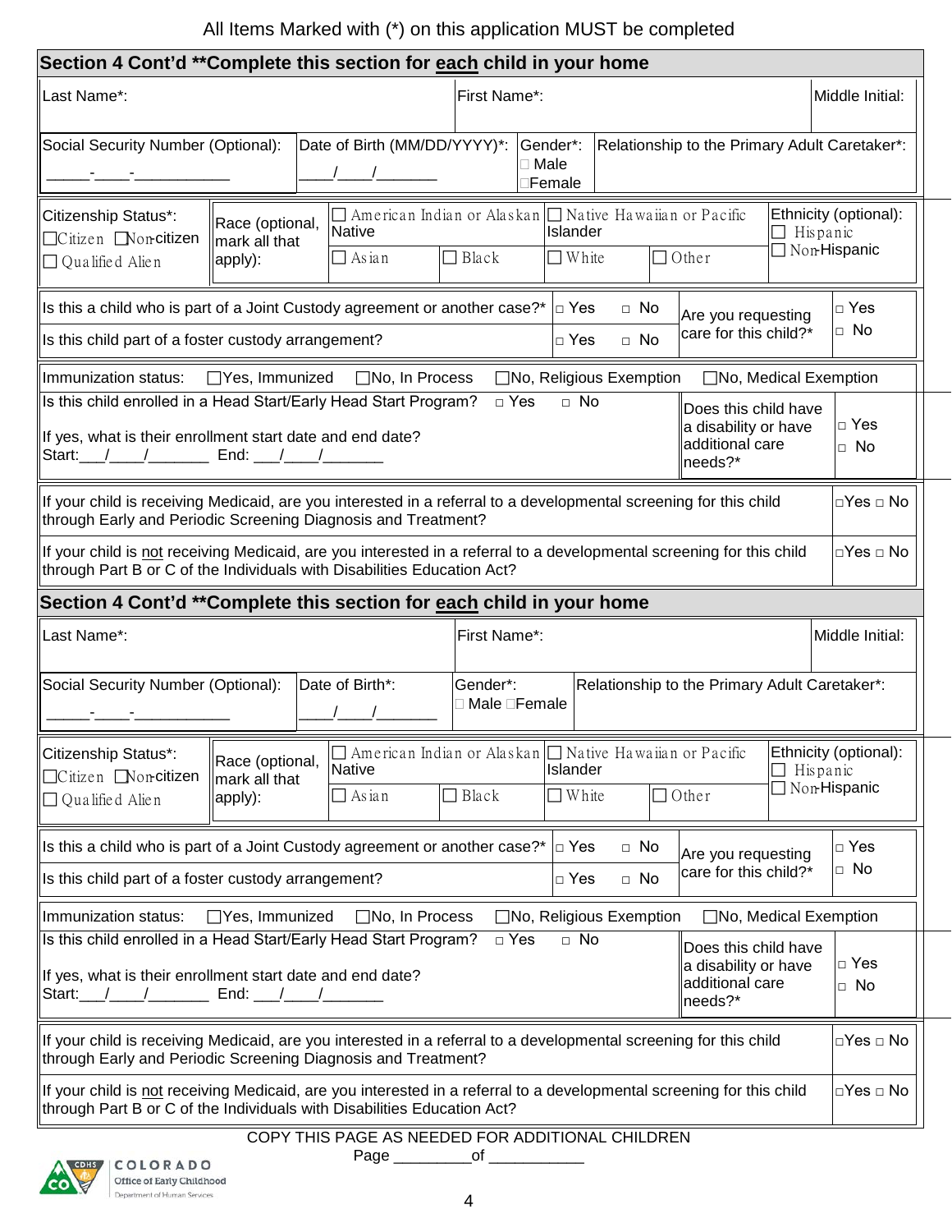All Items Marked with (*) on this application MUST be completed

## Section 4 Cont'd **Complete this section for each child in your home

| Last Name*: | First Name*: | Middle Initial: |
|---|---|---|
| | | |

| Social Security Number (Optional): | Date of Birth (MM/DD/YYYY)*: | Gender*: | Relationship to the Primary Adult Caretaker*: |
|---|---|---|---|
| _____-____-___________ | ____/____/_______ | □ Male □Female | |

| Citizenship Status*: | Race (optional, mark all that apply): | | | | | Ethnicity (optional): |
|---|---|---|---|---|---|---|
| □ Citizen □ Non-citizen □ Qualified Alien | | □ American Indian or Alaskan Native | | □ Native Hawaiian or Pacific Islander | | □ Hispanic □ Non-Hispanic |
| | | □ Asian | □ Black | □ White | □ Other | |

| | | | |
|---|---|---|---|
| Is this a child who is part of a Joint Custody agreement or another case?* | □ Yes □ No | Are you requesting care for this child?* | □ Yes □ No |
| Is this child part of a foster custody arrangement? | □ Yes □ No | | |

Immunization status: □Yes, Immunized □No, In Process □No, Religious Exemption □No, Medical Exemption

| | | |
|---|---|---|
| Is this child enrolled in a Head Start/Early Head Start Program? □ Yes □ No<br>If yes, what is their enrollment start date and end date?<br>Start:___/____/_______ End: ___/____/_______ | Does this child have a disability or have additional care needs?* | □ Yes □ No |

| | |
|---|---|
| If your child is receiving Medicaid, are you interested in a referral to a developmental screening for this child through Early and Periodic Screening Diagnosis and Treatment? | □Yes □ No |
| If your child is not receiving Medicaid, are you interested in a referral to a developmental screening for this child through Part B or C of the Individuals with Disabilities Education Act? | □Yes □ No |

## Section 4 Cont'd **Complete this section for each child in your home

| Last Name*: | First Name*: | Middle Initial: |
|---|---|---|
| | | |

| Social Security Number (Optional): | Date of Birth*: | Gender*: | Relationship to the Primary Adult Caretaker*: |
|---|---|---|---|
| _____-____-___________ | ____/____/_______ | □ Male □Female | |

| Citizenship Status*: | Race (optional, mark all that apply): | | | | | Ethnicity (optional): |
|---|---|---|---|---|---|---|
| □ Citizen □ Non-citizen □ Qualified Alien | | □ American Indian or Alaskan Native | | □ Native Hawaiian or Pacific Islander | | □ Hispanic □ Non-Hispanic |
| | | □ Asian | □ Black | □ White | □ Other | |

| | | | |
|---|---|---|---|
| Is this a child who is part of a Joint Custody agreement or another case?* | □ Yes □ No | Are you requesting care for this child?* | □ Yes □ No |
| Is this child part of a foster custody arrangement? | □ Yes □ No | | |

Immunization status: □Yes, Immunized □No, In Process □No, Religious Exemption □No, Medical Exemption

| | | |
|---|---|---|
| Is this child enrolled in a Head Start/Early Head Start Program? □ Yes □ No<br>If yes, what is their enrollment start date and end date?<br>Start:___/____/_______ End: ___/____/_______ | Does this child have a disability or have additional care needs?* | □ Yes □ No |

| | |
|---|---|
| If your child is receiving Medicaid, are you interested in a referral to a developmental screening for this child through Early and Periodic Screening Diagnosis and Treatment? | □Yes □ No |
| If your child is not receiving Medicaid, are you interested in a referral to a developmental screening for this child through Part B or C of the Individuals with Disabilities Education Act? | □Yes □ No |

COPY THIS PAGE AS NEEDED FOR ADDITIONAL CHILDREN

Page _________of ___________

COLORADO Office of Early Childhood Department of Human Services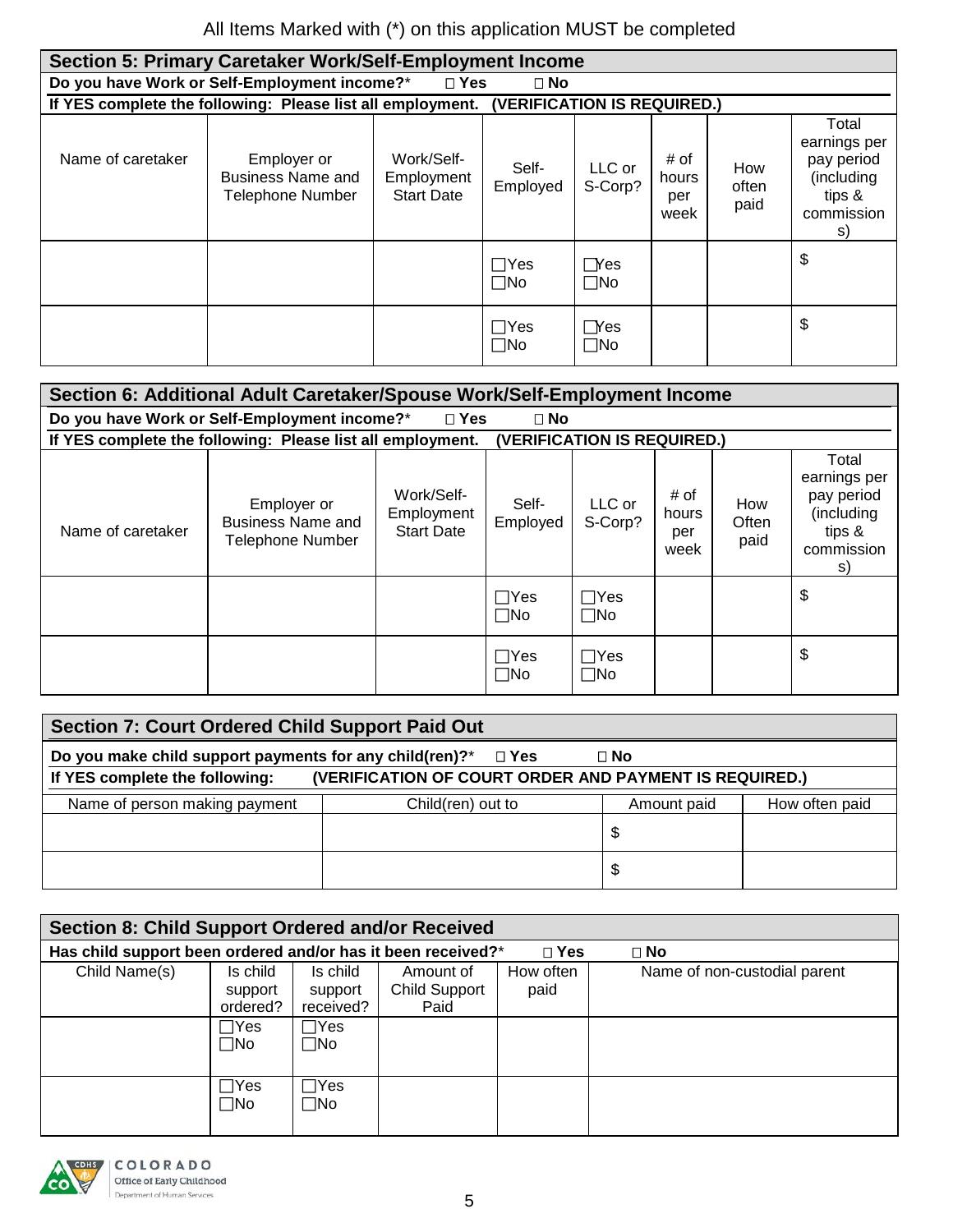All Items Marked with (*) on this application MUST be completed

## Section 5: Primary Caretaker Work/Self-Employment Income

**Do you have Work or Self-Employment income?*** ☐ **Yes** ☐ **No**

**If YES complete the following: Please list all employment. (VERIFICATION IS REQUIRED.)**

| Name of caretaker | Employer or Business Name and Telephone Number | Work/Self-Employment Start Date | Self-Employed | LLC or S-Corp? | # of hours per week | How often paid | Total earnings per pay period (including tips & commissions) |
|---|---|---|---|---|---|---|---|
| | | | ☐Yes ☐No | ☐Yes ☐No | | | $ |
| | | | ☐Yes ☐No | ☐Yes ☐No | | | $ |

## Section 6: Additional Adult Caretaker/Spouse Work/Self-Employment Income

**Do you have Work or Self-Employment income?*** ☐ **Yes** ☐ **No**

**If YES complete the following: Please list all employment. (VERIFICATION IS REQUIRED.)**

| Name of caretaker | Employer or Business Name and Telephone Number | Work/Self-Employment Start Date | Self-Employed | LLC or S-Corp? | # of hours per week | How Often paid | Total earnings per pay period (including tips & commissions) |
|---|---|---|---|---|---|---|---|
| | | | ☐Yes ☐No | ☐Yes ☐No | | | $ |
| | | | ☐Yes ☐No | ☐Yes ☐No | | | $ |

## Section 7: Court Ordered Child Support Paid Out

**Do you make child support payments for any child(ren)?*** ☐ **Yes** ☐ **No**

**If YES complete the following: (VERIFICATION OF COURT ORDER AND PAYMENT IS REQUIRED.)**

| Name of person making payment | Child(ren) out to | Amount paid | How often paid |
|---|---|---|---|
| | | $ | |
| | | $ | |

## Section 8: Child Support Ordered and/or Received

**Has child support been ordered and/or has it been received?*** ☐ **Yes** ☐ **No**

| Child Name(s) | Is child support ordered? | Is child support received? | Amount of Child Support Paid | How often paid | Name of non-custodial parent |
|---|---|---|---|---|---|
| | ☐Yes ☐No | ☐Yes ☐No | | | |
| | ☐Yes ☐No | ☐Yes ☐No | | | |

COLORADO Office of Early Childhood Department of Human Services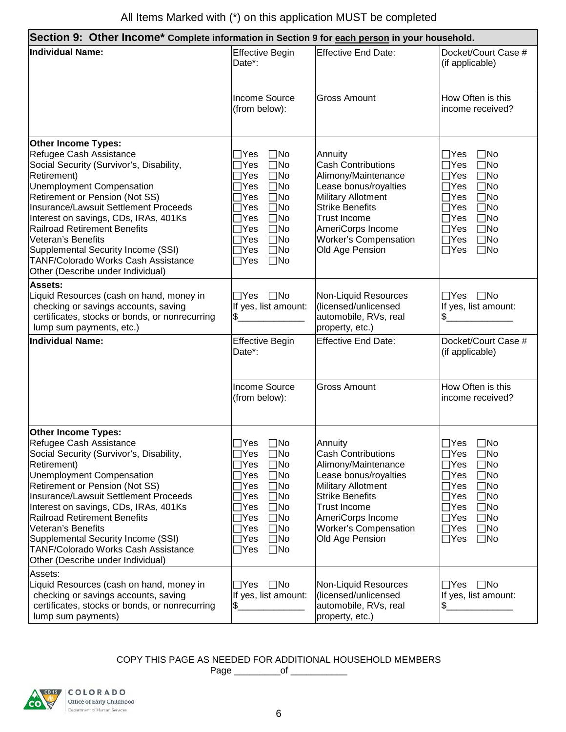All Items Marked with (*) on this application MUST be completed

| **Section 9: Other Income*** Complete information in Section 9 for each person in your household. | | | |
|---|---|---|---|
| **Individual Name:** | Effective Begin Date*: | Effective End Date: | Docket/Court Case # (if applicable) |
| | Income Source (from below): | Gross Amount | How Often is this income received? |
| **Other Income Types:** | | | |
| Refugee Cash Assistance | ☐Yes ☐No | Annuity | ☐Yes ☐No |
| Social Security (Survivor's, Disability, Retirement) | ☐Yes ☐No | Cash Contributions | ☐Yes ☐No |
| | ☐Yes ☐No | Alimony/Maintenance | ☐Yes ☐No |
| Unemployment Compensation | ☐Yes ☐No | Lease bonus/royalties | ☐Yes ☐No |
| Retirement or Pension (Not SS) | ☐Yes ☐No | Military Allotment | ☐Yes ☐No |
| Insurance/Lawsuit Settlement Proceeds | ☐Yes ☐No | Strike Benefits | ☐Yes ☐No |
| Interest on savings, CDs, IRAs, 401Ks | ☐Yes ☐No | Trust Income | ☐Yes ☐No |
| Railroad Retirement Benefits | ☐Yes ☐No | AmeriCorps Income | ☐Yes ☐No |
| Veteran's Benefits | ☐Yes ☐No | Worker's Compensation | ☐Yes ☐No |
| Supplemental Security Income (SSI) | ☐Yes ☐No | Old Age Pension | ☐Yes ☐No |
| TANF/Colorado Works Cash Assistance | ☐Yes ☐No | | |
| Other (Describe under Individual) | | | |
| **Assets:** Liquid Resources (cash on hand, money in checking or savings accounts, saving certificates, stocks or bonds, or nonrecurring lump sum payments, etc.) | ☐Yes ☐No If yes, list amount: $_____________ | Non-Liquid Resources (licensed/unlicensed automobile, RVs, real property, etc.) | ☐Yes ☐No If yes, list amount: $_____________ |
| **Individual Name:** | Effective Begin Date*: | Effective End Date: | Docket/Court Case # (if applicable) |
| | Income Source (from below): | Gross Amount | How Often is this income received? |
| **Other Income Types:** | | | |
| Refugee Cash Assistance | ☐Yes ☐No | Annuity | ☐Yes ☐No |
| Social Security (Survivor's, Disability, Retirement) | ☐Yes ☐No | Cash Contributions | ☐Yes ☐No |
| | ☐Yes ☐No | Alimony/Maintenance | ☐Yes ☐No |
| Unemployment Compensation | ☐Yes ☐No | Lease bonus/royalties | ☐Yes ☐No |
| Retirement or Pension (Not SS) | ☐Yes ☐No | Military Allotment | ☐Yes ☐No |
| Insurance/Lawsuit Settlement Proceeds | ☐Yes ☐No | Strike Benefits | ☐Yes ☐No |
| Interest on savings, CDs, IRAs, 401Ks | ☐Yes ☐No | Trust Income | ☐Yes ☐No |
| Railroad Retirement Benefits | ☐Yes ☐No | AmeriCorps Income | ☐Yes ☐No |
| Veteran's Benefits | ☐Yes ☐No | Worker's Compensation | ☐Yes ☐No |
| Supplemental Security Income (SSI) | ☐Yes ☐No | Old Age Pension | ☐Yes ☐No |
| TANF/Colorado Works Cash Assistance | ☐Yes ☐No | | |
| Other (Describe under Individual) | | | |
| Assets: Liquid Resources (cash on hand, money in checking or savings accounts, saving certificates, stocks or bonds, or nonrecurring lump sum payments) | ☐Yes ☐No If yes, list amount: $_____________ | Non-Liquid Resources (licensed/unlicensed automobile, RVs, real property, etc.) | ☐Yes ☐No If yes, list amount: $_____________ |

COPY THIS PAGE AS NEEDED FOR ADDITIONAL HOUSEHOLD MEMBERS

Page _________of ___________

COLORADO Office of Early Childhood Department of Human Services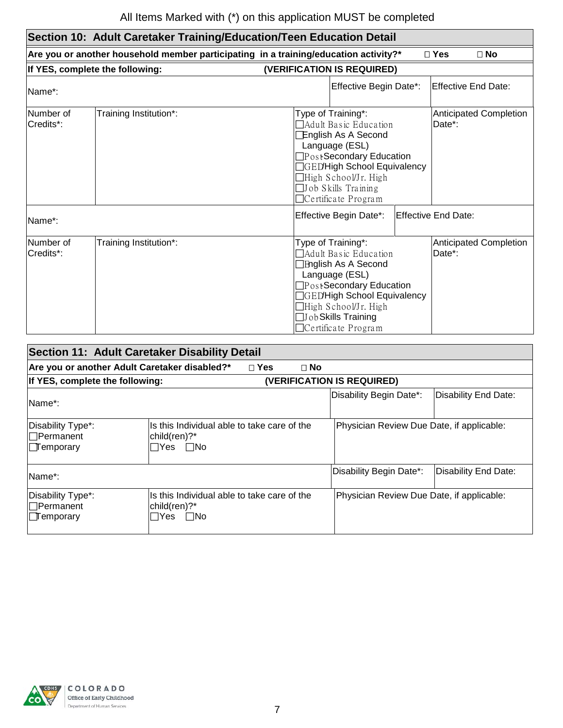All Items Marked with (*) on this application MUST be completed

## Section 10: Adult Caretaker Training/Education/Teen Education Detail

**Are you or another household member participating in a training/education activity?*** ☐ Yes ☐ No

**If YES, complete the following:** **(VERIFICATION IS REQUIRED)**

| Name*: | | Effective Begin Date*: | Effective End Date: |
|---|---|---|---|
| Number of Credits*: | Training Institution*: | Type of Training*:<br>☐Adult Basic Education<br>☐English As A Second Language (ESL)<br>☐Post-Secondary Education<br>☐GED/High School Equivalency<br>☐High School/Jr. High<br>☐Job Skills Training<br>☐Certificate Program | Anticipated Completion Date*: |
| Name*: | | Effective Begin Date*: | Effective End Date: |
| Number of Credits*: | Training Institution*: | Type of Training*:<br>☐Adult Basic Education<br>☐English As A Second Language (ESL)<br>☐Post-Secondary Education<br>☐GED/High School Equivalency<br>☐High School/Jr. High<br>☐Job Skills Training<br>☐Certificate Program | Anticipated Completion Date*: |

## Section 11: Adult Caretaker Disability Detail

**Are you or another Adult Caretaker disabled?*** ☐ Yes ☐ No

**If YES, complete the following:** **(VERIFICATION IS REQUIRED)**

| Name*: | | Disability Begin Date*: | Disability End Date: |
|---|---|---|---|
| Disability Type*:<br>☐Permanent<br>☐Temporary | Is this Individual able to take care of the child(ren)?*<br>☐Yes ☐No | Physician Review Due Date, if applicable: | |
| Name*: | | Disability Begin Date*: | Disability End Date: |
| Disability Type*:<br>☐Permanent<br>☐Temporary | Is this Individual able to take care of the child(ren)?*<br>☐Yes ☐No | Physician Review Due Date, if applicable: | |

COLORADO Office of Early Childhood Department of Human Services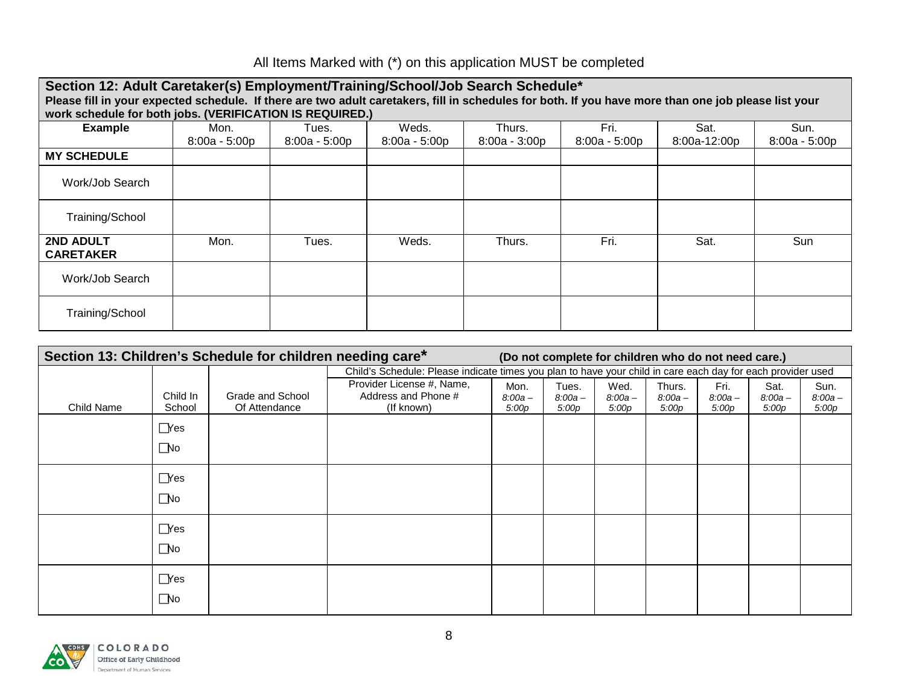All Items Marked with (*) on this application MUST be completed

## Section 12: Adult Caretaker(s) Employment/Training/School/Job Search Schedule*

**Please fill in your expected schedule. If there are two adult caretakers, fill in schedules for both. If you have more than one job please list your work schedule for both jobs. (VERIFICATION IS REQUIRED.)**

| **Example** | Mon. 8:00a - 5:00p | Tues. 8:00a - 5:00p | Weds. 8:00a - 5:00p | Thurs. 8:00a - 3:00p | Fri. 8:00a - 5:00p | Sat. 8:00a-12:00p | Sun. 8:00a - 5:00p |
|---|---|---|---|---|---|---|---|
| **MY SCHEDULE** | | | | | | | |
| Work/Job Search | | | | | | | |
| Training/School | | | | | | | |
| **2ND ADULT CARETAKER** | Mon. | Tues. | Weds. | Thurs. | Fri. | Sat. | Sun |
| Work/Job Search | | | | | | | |
| Training/School | | | | | | | |

## Section 13: Children's Schedule for children needing care* (Do not complete for children who do not need care.)

| Child Name | Child In School | Grade and School Of Attendance | Child's Schedule: Please indicate times you plan to have your child in care each day for each provider used | | | | | | | |
|---|---|---|---|---|---|---|---|---|---|---|
| | | | Provider License #, Name, Address and Phone # (If known) | Mon. *8:00a – 5:00p* | Tues. *8:00a – 5:00p* | Wed. *8:00a – 5:00p* | Thurs. *8:00a – 5:00p* | Fri. *8:00a – 5:00p* | Sat. *8:00a – 5:00p* | Sun. *8:00a – 5:00p* |
| | ☐ Yes ☐ No | | | | | | | | | |
| | ☐ Yes ☐ No | | | | | | | | | |
| | ☐ Yes ☐ No | | | | | | | | | |
| | ☐ Yes ☐ No | | | | | | | | | |

COLORADO Office of Early Childhood Department of Human Services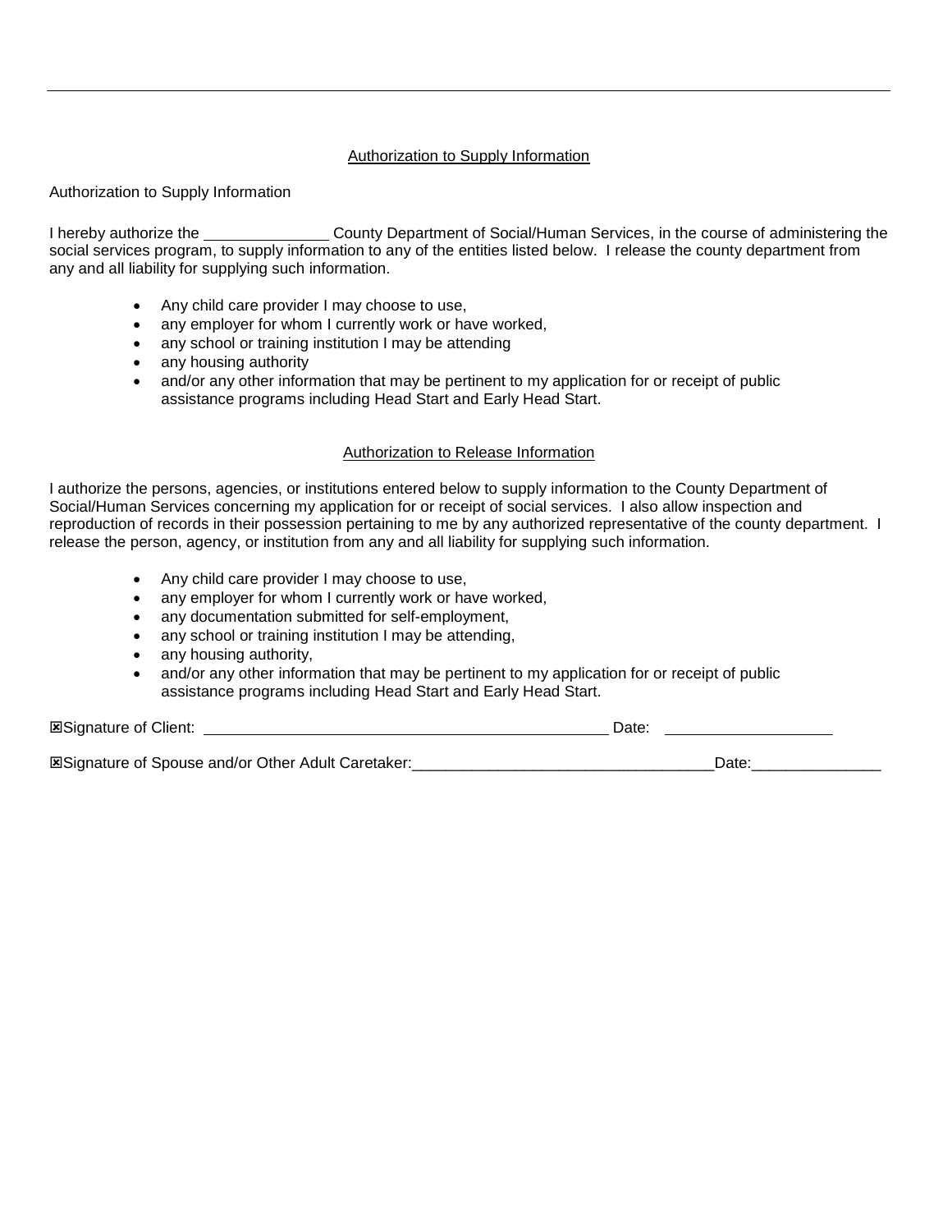<u>Authorization to Supply Information</u>

Authorization to Supply Information

I hereby authorize the ______________ County Department of Social/Human Services, in the course of administering the social services program, to supply information to any of the entities listed below. I release the county department from any and all liability for supplying such information.

- Any child care provider I may choose to use,
- any employer for whom I currently work or have worked,
- any school or training institution I may be attending
- any housing authority
- and/or any other information that may be pertinent to my application for or receipt of public assistance programs including Head Start and Early Head Start.

<u>Authorization to Release Information</u>

I authorize the persons, agencies, or institutions entered below to supply information to the County Department of Social/Human Services concerning my application for or receipt of social services. I also allow inspection and reproduction of records in their possession pertaining to me by any authorized representative of the county department. I release the person, agency, or institution from any and all liability for supplying such information.

- Any child care provider I may choose to use,
- any employer for whom I currently work or have worked,
- any documentation submitted for self-employment,
- any school or training institution I may be attending,
- any housing authority,
- and/or any other information that may be pertinent to my application for or receipt of public assistance programs including Head Start and Early Head Start.

☒Signature of Client: ____________________________________________ Date: ___________________

☒Signature of Spouse and/or Other Adult Caretaker:__________________________________Date:_______________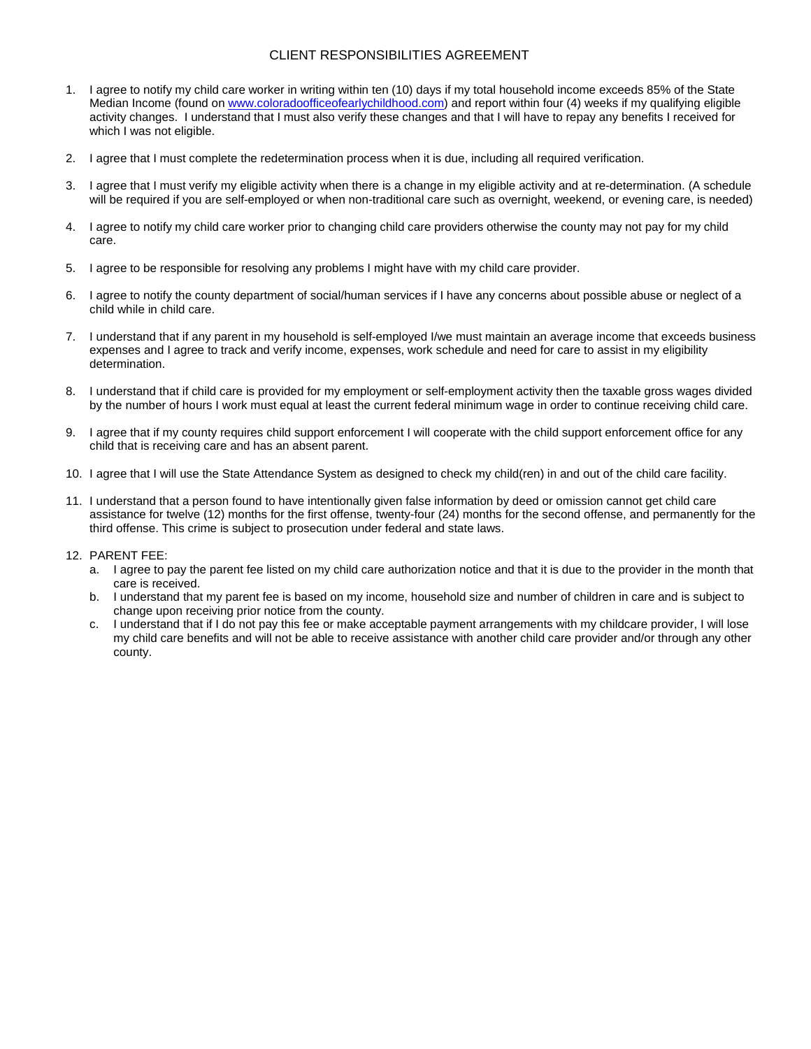# CLIENT RESPONSIBILITIES AGREEMENT

1. I agree to notify my child care worker in writing within ten (10) days if my total household income exceeds 85% of the State Median Income (found on www.coloradoofficeofearlychildhood.com) and report within four (4) weeks if my qualifying eligible activity changes. I understand that I must also verify these changes and that I will have to repay any benefits I received for which I was not eligible.

2. I agree that I must complete the redetermination process when it is due, including all required verification.

3. I agree that I must verify my eligible activity when there is a change in my eligible activity and at re-determination. (A schedule will be required if you are self-employed or when non-traditional care such as overnight, weekend, or evening care, is needed)

4. I agree to notify my child care worker prior to changing child care providers otherwise the county may not pay for my child care.

5. I agree to be responsible for resolving any problems I might have with my child care provider.

6. I agree to notify the county department of social/human services if I have any concerns about possible abuse or neglect of a child while in child care.

7. I understand that if any parent in my household is self-employed I/we must maintain an average income that exceeds business expenses and I agree to track and verify income, expenses, work schedule and need for care to assist in my eligibility determination.

8. I understand that if child care is provided for my employment or self-employment activity then the taxable gross wages divided by the number of hours I work must equal at least the current federal minimum wage in order to continue receiving child care.

9. I agree that if my county requires child support enforcement I will cooperate with the child support enforcement office for any child that is receiving care and has an absent parent.

10. I agree that I will use the State Attendance System as designed to check my child(ren) in and out of the child care facility.

11. I understand that a person found to have intentionally given false information by deed or omission cannot get child care assistance for twelve (12) months for the first offense, twenty-four (24) months for the second offense, and permanently for the third offense. This crime is subject to prosecution under federal and state laws.

12. PARENT FEE:
    a. I agree to pay the parent fee listed on my child care authorization notice and that it is due to the provider in the month that care is received.
    b. I understand that my parent fee is based on my income, household size and number of children in care and is subject to change upon receiving prior notice from the county.
    c. I understand that if I do not pay this fee or make acceptable payment arrangements with my childcare provider, I will lose my child care benefits and will not be able to receive assistance with another child care provider and/or through any other county.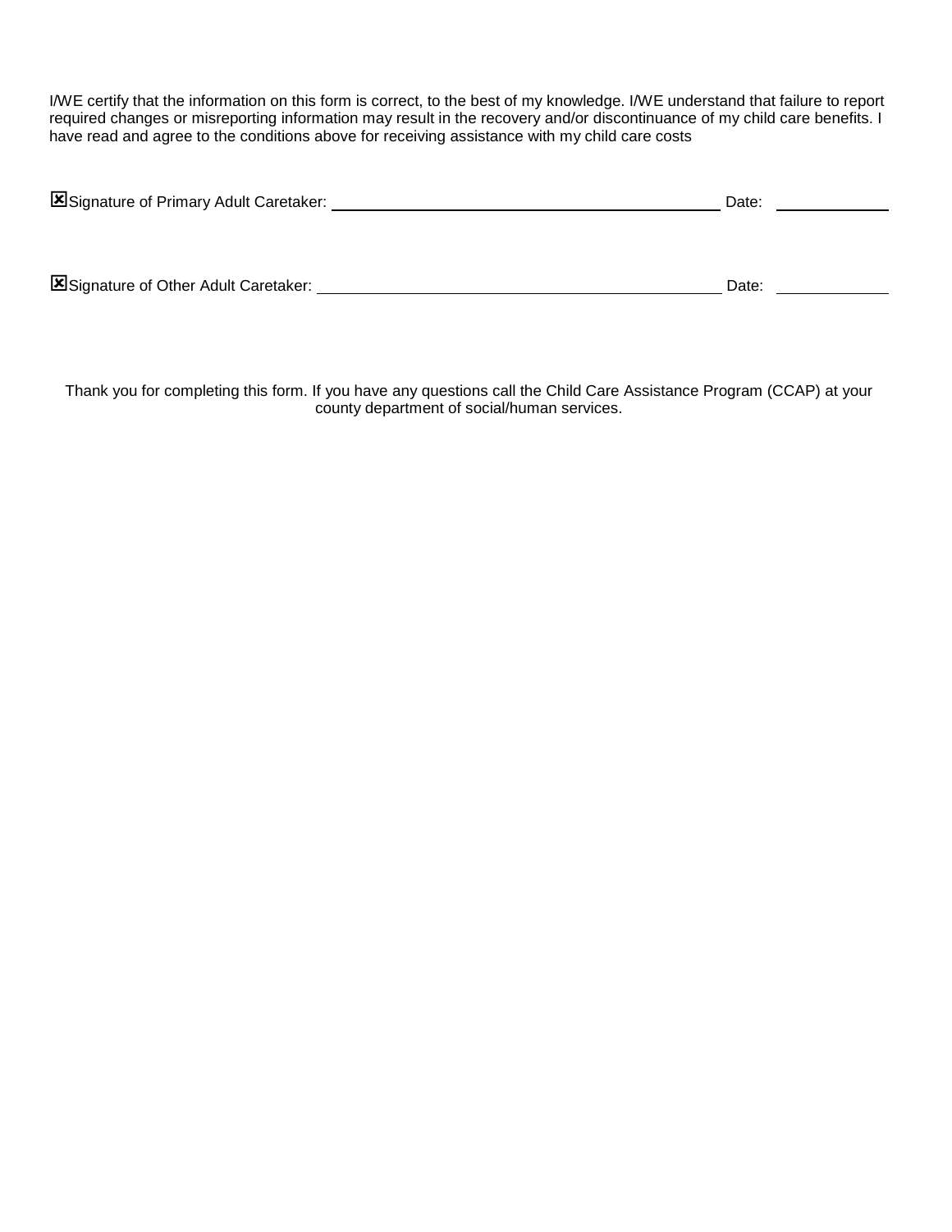I/WE certify that the information on this form is correct, to the best of my knowledge. I/WE understand that failure to report required changes or misreporting information may result in the recovery and/or discontinuance of my child care benefits. I have read and agree to the conditions above for receiving assistance with my child care costs

☒Signature of Primary Adult Caretaker: ______________________________ Date: __________

☒Signature of Other Adult Caretaker: ______________________________ Date: __________

Thank you for completing this form. If you have any questions call the Child Care Assistance Program (CCAP) at your county department of social/human services.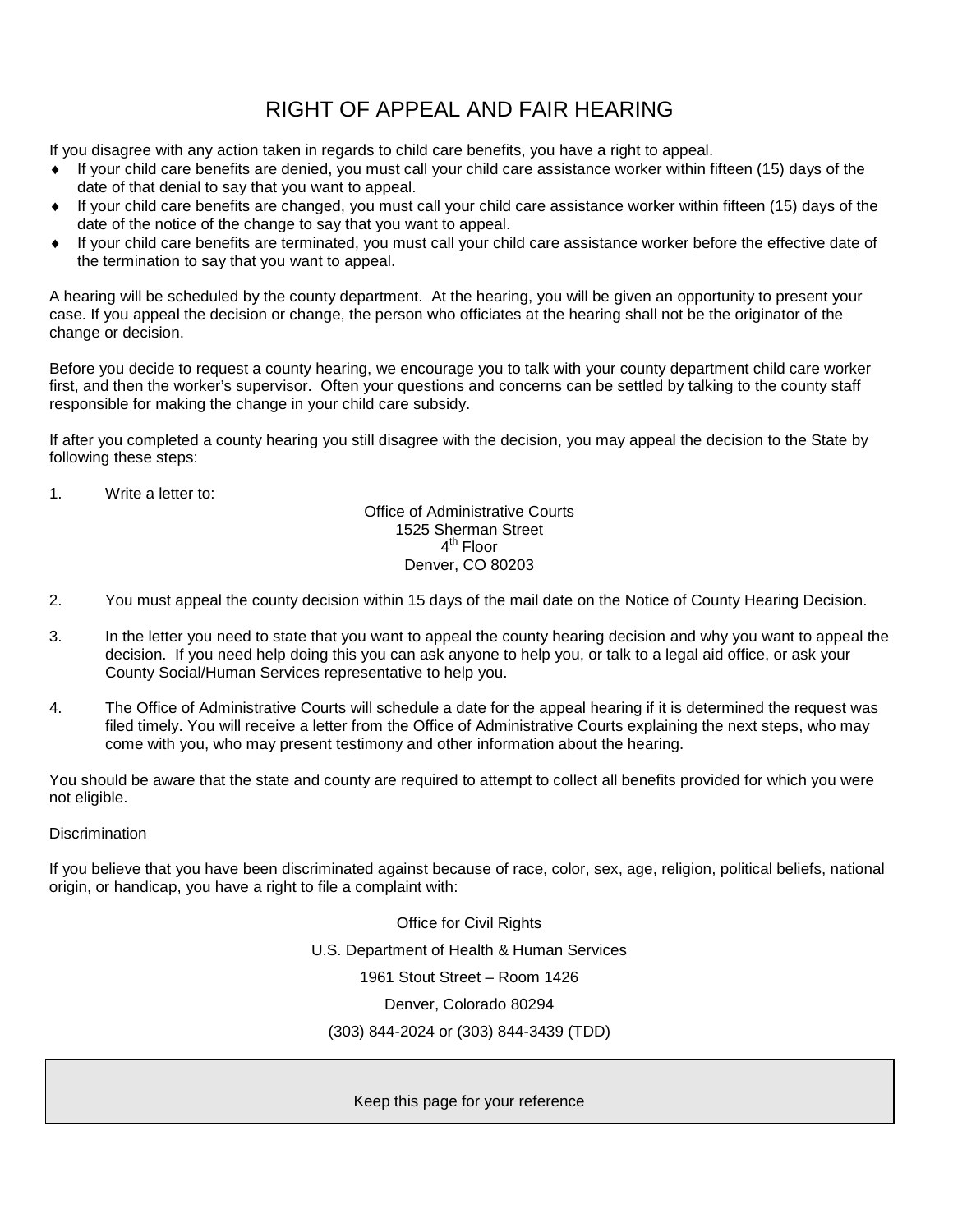# RIGHT OF APPEAL AND FAIR HEARING

If you disagree with any action taken in regards to child care benefits, you have a right to appeal.

- If your child care benefits are denied, you must call your child care assistance worker within fifteen (15) days of the date of that denial to say that you want to appeal.
- If your child care benefits are changed, you must call your child care assistance worker within fifteen (15) days of the date of the notice of the change to say that you want to appeal.
- If your child care benefits are terminated, you must call your child care assistance worker <u>before the effective date</u> of the termination to say that you want to appeal.

A hearing will be scheduled by the county department. At the hearing, you will be given an opportunity to present your case. If you appeal the decision or change, the person who officiates at the hearing shall not be the originator of the change or decision.

Before you decide to request a county hearing, we encourage you to talk with your county department child care worker first, and then the worker's supervisor. Often your questions and concerns can be settled by talking to the county staff responsible for making the change in your child care subsidy.

If after you completed a county hearing you still disagree with the decision, you may appeal the decision to the State by following these steps:

1. Write a letter to:

   Office of Administrative Courts
   1525 Sherman Street
   4th Floor
   Denver, CO 80203

2. You must appeal the county decision within 15 days of the mail date on the Notice of County Hearing Decision.

3. In the letter you need to state that you want to appeal the county hearing decision and why you want to appeal the decision. If you need help doing this you can ask anyone to help you, or talk to a legal aid office, or ask your County Social/Human Services representative to help you.

4. The Office of Administrative Courts will schedule a date for the appeal hearing if it is determined the request was filed timely. You will receive a letter from the Office of Administrative Courts explaining the next steps, who may come with you, who may present testimony and other information about the hearing.

You should be aware that the state and county are required to attempt to collect all benefits provided for which you were not eligible.

Discrimination

If you believe that you have been discriminated against because of race, color, sex, age, religion, political beliefs, national origin, or handicap, you have a right to file a complaint with:

Office for Civil Rights

U.S. Department of Health & Human Services

1961 Stout Street – Room 1426

Denver, Colorado 80294

(303) 844-2024 or (303) 844-3439 (TDD)

Keep this page for your reference